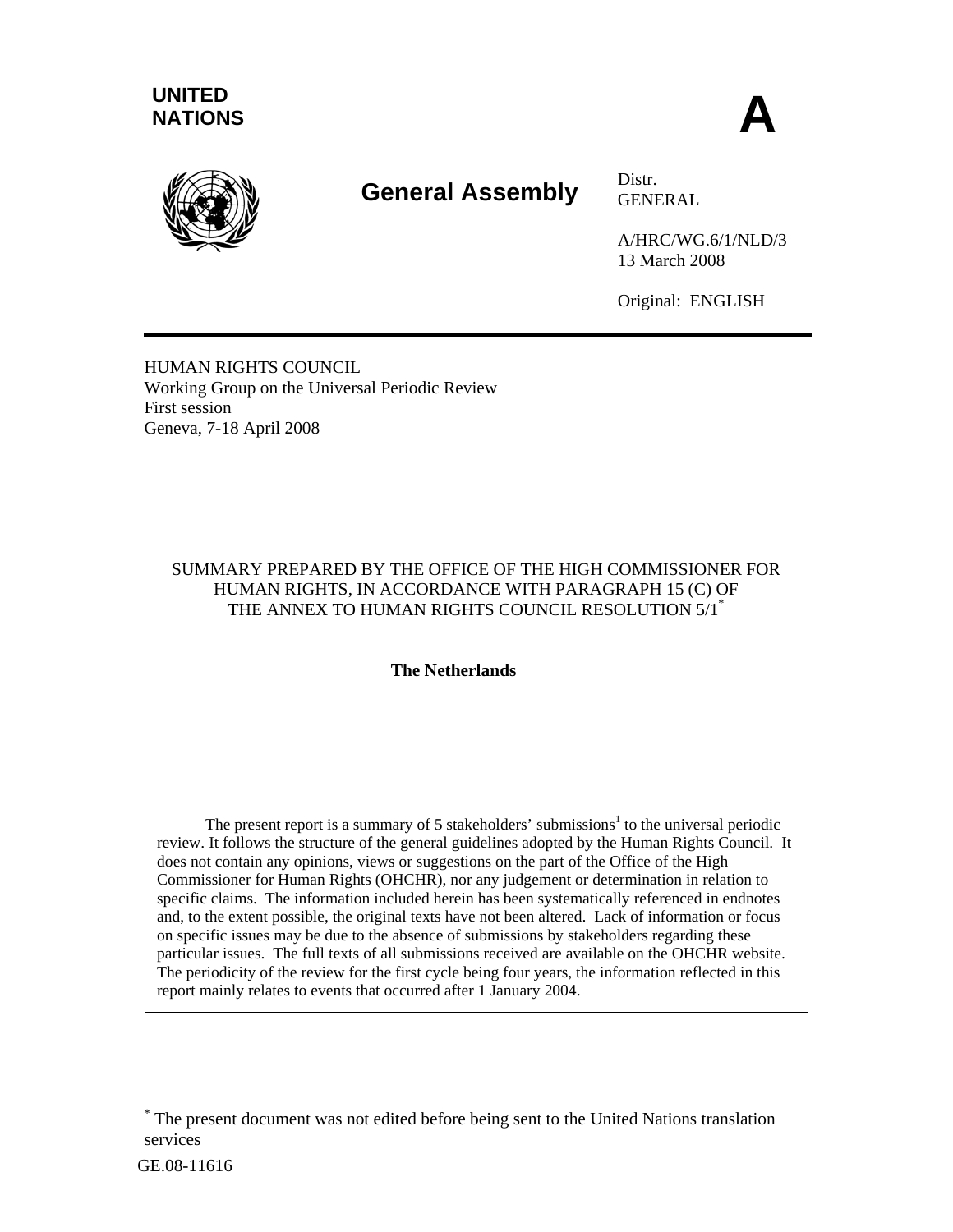UNITED NATIONS

# A

**General Assembly**

Distr.
GENERAL

A/HRC/WG.6/1/NLD/3
13 March 2008

Original: ENGLISH

HUMAN RIGHTS COUNCIL
Working Group on the Universal Periodic Review
First session
Geneva, 7-18 April 2008

SUMMARY PREPARED BY THE OFFICE OF THE HIGH COMMISSIONER FOR HUMAN RIGHTS, IN ACCORDANCE WITH PARAGRAPH 15 (C) OF THE ANNEX TO HUMAN RIGHTS COUNCIL RESOLUTION 5/1[*]

**The Netherlands**

The present report is a summary of 5 stakeholders' submissions[1] to the universal periodic review. It follows the structure of the general guidelines adopted by the Human Rights Council. It does not contain any opinions, views or suggestions on the part of the Office of the High Commissioner for Human Rights (OHCHR), nor any judgement or determination in relation to specific claims. The information included herein has been systematically referenced in endnotes and, to the extent possible, the original texts have not been altered. Lack of information or focus on specific issues may be due to the absence of submissions by stakeholders regarding these particular issues. The full texts of all submissions received are available on the OHCHR website. The periodicity of the review for the first cycle being four years, the information reflected in this report mainly relates to events that occurred after 1 January 2004.

[*] The present document was not edited before being sent to the United Nations translation services

GE.08-11616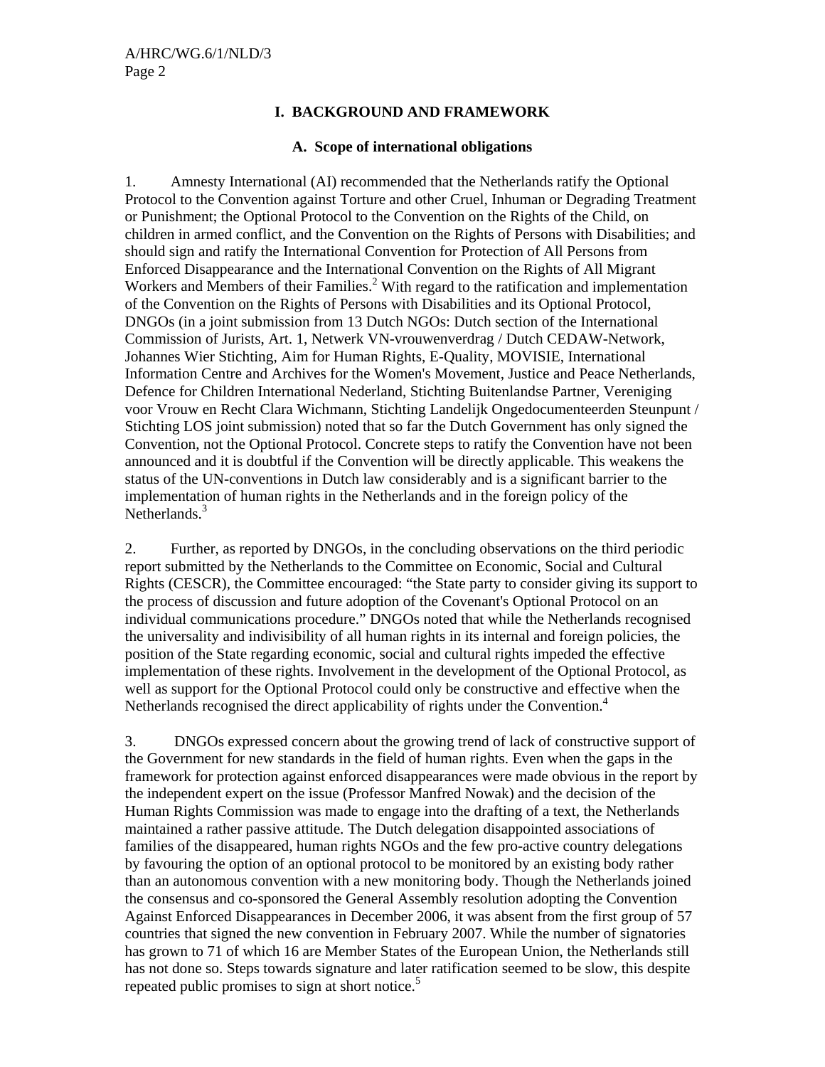## I. BACKGROUND AND FRAMEWORK

### A. Scope of international obligations

1. Amnesty International (AI) recommended that the Netherlands ratify the Optional Protocol to the Convention against Torture and other Cruel, Inhuman or Degrading Treatment or Punishment; the Optional Protocol to the Convention on the Rights of the Child, on children in armed conflict, and the Convention on the Rights of Persons with Disabilities; and should sign and ratify the International Convention for Protection of All Persons from Enforced Disappearance and the International Convention on the Rights of All Migrant Workers and Members of their Families.[2] With regard to the ratification and implementation of the Convention on the Rights of Persons with Disabilities and its Optional Protocol, DNGOs (in a joint submission from 13 Dutch NGOs: Dutch section of the International Commission of Jurists, Art. 1, Netwerk VN-vrouwenverdrag / Dutch CEDAW-Network, Johannes Wier Stichting, Aim for Human Rights, E-Quality, MOVISIE, International Information Centre and Archives for the Women's Movement, Justice and Peace Netherlands, Defence for Children International Nederland, Stichting Buitenlandse Partner, Vereniging voor Vrouw en Recht Clara Wichmann, Stichting Landelijk Ongedocumenteerden Steunpunt / Stichting LOS joint submission) noted that so far the Dutch Government has only signed the Convention, not the Optional Protocol. Concrete steps to ratify the Convention have not been announced and it is doubtful if the Convention will be directly applicable. This weakens the status of the UN-conventions in Dutch law considerably and is a significant barrier to the implementation of human rights in the Netherlands and in the foreign policy of the Netherlands.[3]

2. Further, as reported by DNGOs, in the concluding observations on the third periodic report submitted by the Netherlands to the Committee on Economic, Social and Cultural Rights (CESCR), the Committee encouraged: “the State party to consider giving its support to the process of discussion and future adoption of the Covenant's Optional Protocol on an individual communications procedure.” DNGOs noted that while the Netherlands recognised the universality and indivisibility of all human rights in its internal and foreign policies, the position of the State regarding economic, social and cultural rights impeded the effective implementation of these rights. Involvement in the development of the Optional Protocol, as well as support for the Optional Protocol could only be constructive and effective when the Netherlands recognised the direct applicability of rights under the Convention.[4]

3. DNGOs expressed concern about the growing trend of lack of constructive support of the Government for new standards in the field of human rights. Even when the gaps in the framework for protection against enforced disappearances were made obvious in the report by the independent expert on the issue (Professor Manfred Nowak) and the decision of the Human Rights Commission was made to engage into the drafting of a text, the Netherlands maintained a rather passive attitude. The Dutch delegation disappointed associations of families of the disappeared, human rights NGOs and the few pro-active country delegations by favouring the option of an optional protocol to be monitored by an existing body rather than an autonomous convention with a new monitoring body. Though the Netherlands joined the consensus and co-sponsored the General Assembly resolution adopting the Convention Against Enforced Disappearances in December 2006, it was absent from the first group of 57 countries that signed the new convention in February 2007. While the number of signatories has grown to 71 of which 16 are Member States of the European Union, the Netherlands still has not done so. Steps towards signature and later ratification seemed to be slow, this despite repeated public promises to sign at short notice.[5]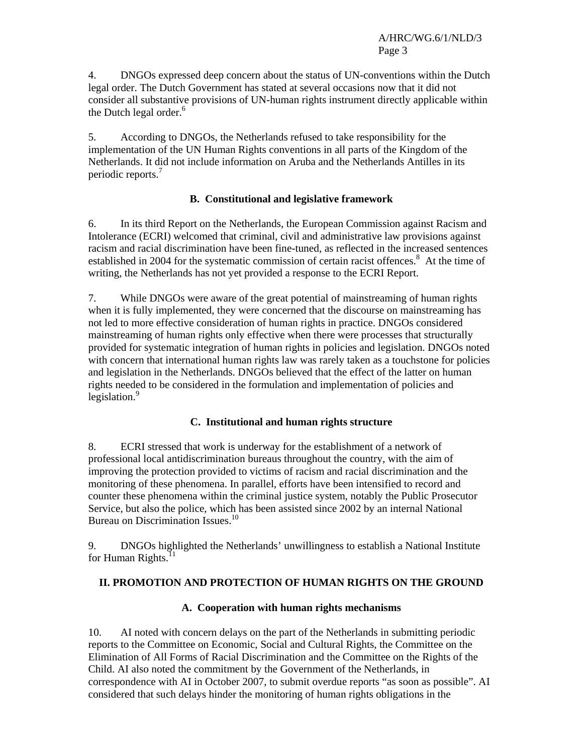4. DNGOs expressed deep concern about the status of UN-conventions within the Dutch legal order. The Dutch Government has stated at several occasions now that it did not consider all substantive provisions of UN-human rights instrument directly applicable within the Dutch legal order.[6]

5. According to DNGOs, the Netherlands refused to take responsibility for the implementation of the UN Human Rights conventions in all parts of the Kingdom of the Netherlands. It did not include information on Aruba and the Netherlands Antilles in its periodic reports.[7]

### B. Constitutional and legislative framework

6. In its third Report on the Netherlands, the European Commission against Racism and Intolerance (ECRI) welcomed that criminal, civil and administrative law provisions against racism and racial discrimination have been fine-tuned, as reflected in the increased sentences established in 2004 for the systematic commission of certain racist offences.[8] At the time of writing, the Netherlands has not yet provided a response to the ECRI Report.

7. While DNGOs were aware of the great potential of mainstreaming of human rights when it is fully implemented, they were concerned that the discourse on mainstreaming has not led to more effective consideration of human rights in practice. DNGOs considered mainstreaming of human rights only effective when there were processes that structurally provided for systematic integration of human rights in policies and legislation. DNGOs noted with concern that international human rights law was rarely taken as a touchstone for policies and legislation in the Netherlands. DNGOs believed that the effect of the latter on human rights needed to be considered in the formulation and implementation of policies and legislation.[9]

### C. Institutional and human rights structure

8. ECRI stressed that work is underway for the establishment of a network of professional local antidiscrimination bureaus throughout the country, with the aim of improving the protection provided to victims of racism and racial discrimination and the monitoring of these phenomena. In parallel, efforts have been intensified to record and counter these phenomena within the criminal justice system, notably the Public Prosecutor Service, but also the police, which has been assisted since 2002 by an internal National Bureau on Discrimination Issues.[10]

9. DNGOs highlighted the Netherlands' unwillingness to establish a National Institute for Human Rights.[11]

## II. PROMOTION AND PROTECTION OF HUMAN RIGHTS ON THE GROUND

### A. Cooperation with human rights mechanisms

10. AI noted with concern delays on the part of the Netherlands in submitting periodic reports to the Committee on Economic, Social and Cultural Rights, the Committee on the Elimination of All Forms of Racial Discrimination and the Committee on the Rights of the Child. AI also noted the commitment by the Government of the Netherlands, in correspondence with AI in October 2007, to submit overdue reports "as soon as possible". AI considered that such delays hinder the monitoring of human rights obligations in the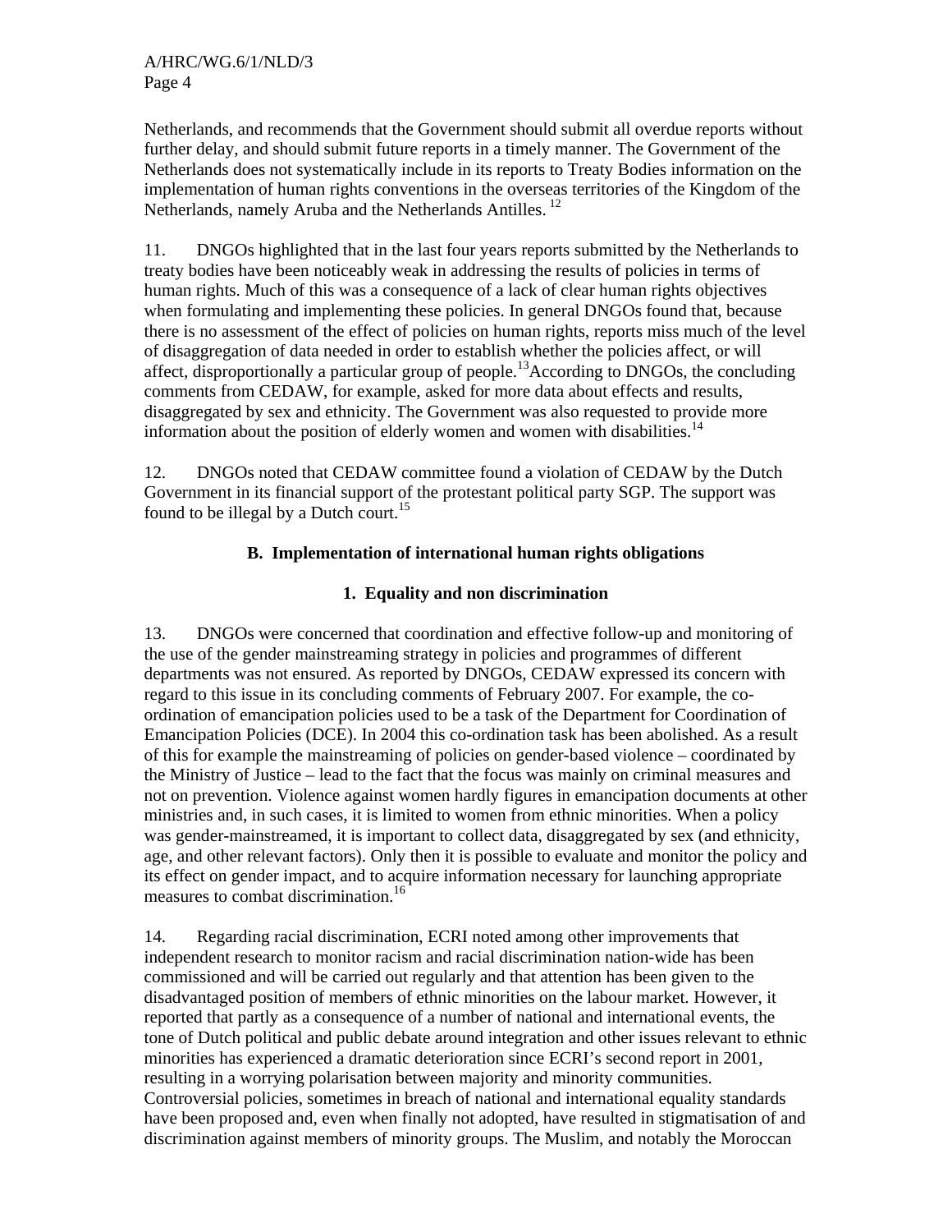Netherlands, and recommends that the Government should submit all overdue reports without further delay, and should submit future reports in a timely manner. The Government of the Netherlands does not systematically include in its reports to Treaty Bodies information on the implementation of human rights conventions in the overseas territories of the Kingdom of the Netherlands, namely Aruba and the Netherlands Antilles. [12]

11. DNGOs highlighted that in the last four years reports submitted by the Netherlands to treaty bodies have been noticeably weak in addressing the results of policies in terms of human rights. Much of this was a consequence of a lack of clear human rights objectives when formulating and implementing these policies. In general DNGOs found that, because there is no assessment of the effect of policies on human rights, reports miss much of the level of disaggregation of data needed in order to establish whether the policies affect, or will affect, disproportionally a particular group of people.[13]According to DNGOs, the concluding comments from CEDAW, for example, asked for more data about effects and results, disaggregated by sex and ethnicity. The Government was also requested to provide more information about the position of elderly women and women with disabilities.[14]

12. DNGOs noted that CEDAW committee found a violation of CEDAW by the Dutch Government in its financial support of the protestant political party SGP. The support was found to be illegal by a Dutch court.[15]

### B. Implementation of international human rights obligations

#### 1. Equality and non discrimination

13. DNGOs were concerned that coordination and effective follow-up and monitoring of the use of the gender mainstreaming strategy in policies and programmes of different departments was not ensured. As reported by DNGOs, CEDAW expressed its concern with regard to this issue in its concluding comments of February 2007. For example, the co-ordination of emancipation policies used to be a task of the Department for Coordination of Emancipation Policies (DCE). In 2004 this co-ordination task has been abolished. As a result of this for example the mainstreaming of policies on gender-based violence – coordinated by the Ministry of Justice – lead to the fact that the focus was mainly on criminal measures and not on prevention. Violence against women hardly figures in emancipation documents at other ministries and, in such cases, it is limited to women from ethnic minorities. When a policy was gender-mainstreamed, it is important to collect data, disaggregated by sex (and ethnicity, age, and other relevant factors). Only then it is possible to evaluate and monitor the policy and its effect on gender impact, and to acquire information necessary for launching appropriate measures to combat discrimination.[16]

14. Regarding racial discrimination, ECRI noted among other improvements that independent research to monitor racism and racial discrimination nation-wide has been commissioned and will be carried out regularly and that attention has been given to the disadvantaged position of members of ethnic minorities on the labour market. However, it reported that partly as a consequence of a number of national and international events, the tone of Dutch political and public debate around integration and other issues relevant to ethnic minorities has experienced a dramatic deterioration since ECRI's second report in 2001, resulting in a worrying polarisation between majority and minority communities. Controversial policies, sometimes in breach of national and international equality standards have been proposed and, even when finally not adopted, have resulted in stigmatisation of and discrimination against members of minority groups. The Muslim, and notably the Moroccan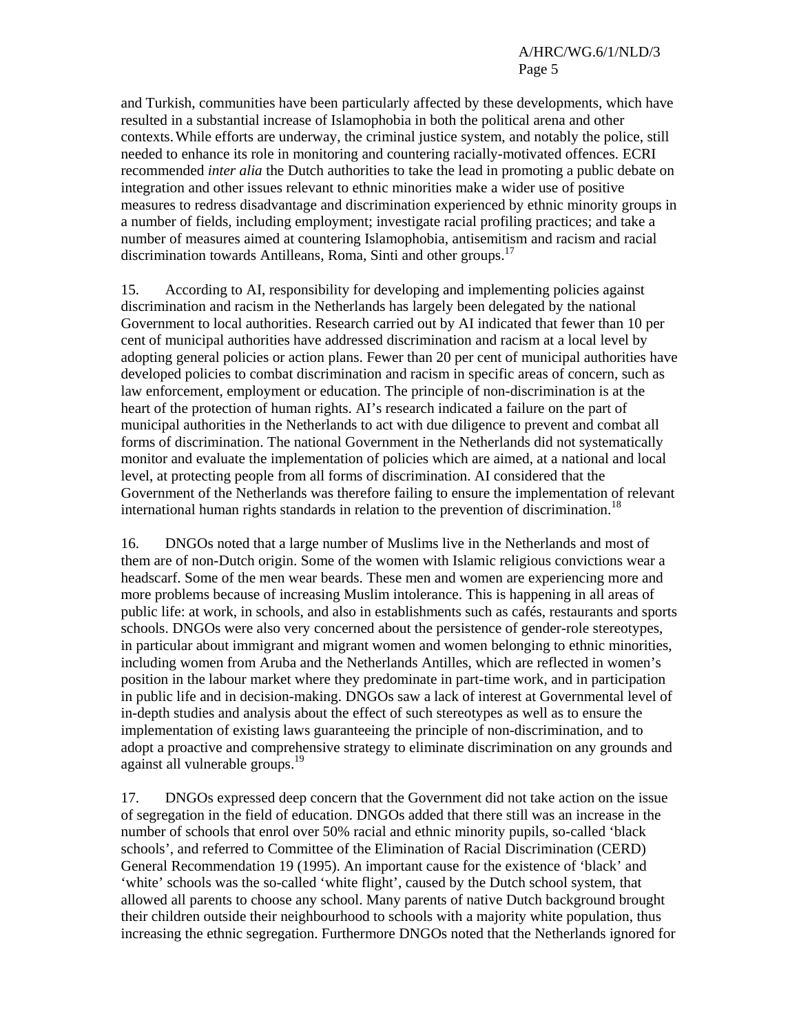and Turkish, communities have been particularly affected by these developments, which have resulted in a substantial increase of Islamophobia in both the political arena and other contexts. While efforts are underway, the criminal justice system, and notably the police, still needed to enhance its role in monitoring and countering racially-motivated offences. ECRI recommended *inter alia* the Dutch authorities to take the lead in promoting a public debate on integration and other issues relevant to ethnic minorities make a wider use of positive measures to redress disadvantage and discrimination experienced by ethnic minority groups in a number of fields, including employment; investigate racial profiling practices; and take a number of measures aimed at countering Islamophobia, antisemitism and racism and racial discrimination towards Antilleans, Roma, Sinti and other groups.[17]

15. According to AI, responsibility for developing and implementing policies against discrimination and racism in the Netherlands has largely been delegated by the national Government to local authorities. Research carried out by AI indicated that fewer than 10 per cent of municipal authorities have addressed discrimination and racism at a local level by adopting general policies or action plans. Fewer than 20 per cent of municipal authorities have developed policies to combat discrimination and racism in specific areas of concern, such as law enforcement, employment or education. The principle of non-discrimination is at the heart of the protection of human rights. AI's research indicated a failure on the part of municipal authorities in the Netherlands to act with due diligence to prevent and combat all forms of discrimination. The national Government in the Netherlands did not systematically monitor and evaluate the implementation of policies which are aimed, at a national and local level, at protecting people from all forms of discrimination. AI considered that the Government of the Netherlands was therefore failing to ensure the implementation of relevant international human rights standards in relation to the prevention of discrimination.[18]

16. DNGOs noted that a large number of Muslims live in the Netherlands and most of them are of non-Dutch origin. Some of the women with Islamic religious convictions wear a headscarf. Some of the men wear beards. These men and women are experiencing more and more problems because of increasing Muslim intolerance. This is happening in all areas of public life: at work, in schools, and also in establishments such as cafés, restaurants and sports schools. DNGOs were also very concerned about the persistence of gender-role stereotypes, in particular about immigrant and migrant women and women belonging to ethnic minorities, including women from Aruba and the Netherlands Antilles, which are reflected in women's position in the labour market where they predominate in part-time work, and in participation in public life and in decision-making. DNGOs saw a lack of interest at Governmental level of in-depth studies and analysis about the effect of such stereotypes as well as to ensure the implementation of existing laws guaranteeing the principle of non-discrimination, and to adopt a proactive and comprehensive strategy to eliminate discrimination on any grounds and against all vulnerable groups.[19]

17. DNGOs expressed deep concern that the Government did not take action on the issue of segregation in the field of education. DNGOs added that there still was an increase in the number of schools that enrol over 50% racial and ethnic minority pupils, so-called 'black schools', and referred to Committee of the Elimination of Racial Discrimination (CERD) General Recommendation 19 (1995). An important cause for the existence of 'black' and 'white' schools was the so-called 'white flight', caused by the Dutch school system, that allowed all parents to choose any school. Many parents of native Dutch background brought their children outside their neighbourhood to schools with a majority white population, thus increasing the ethnic segregation. Furthermore DNGOs noted that the Netherlands ignored for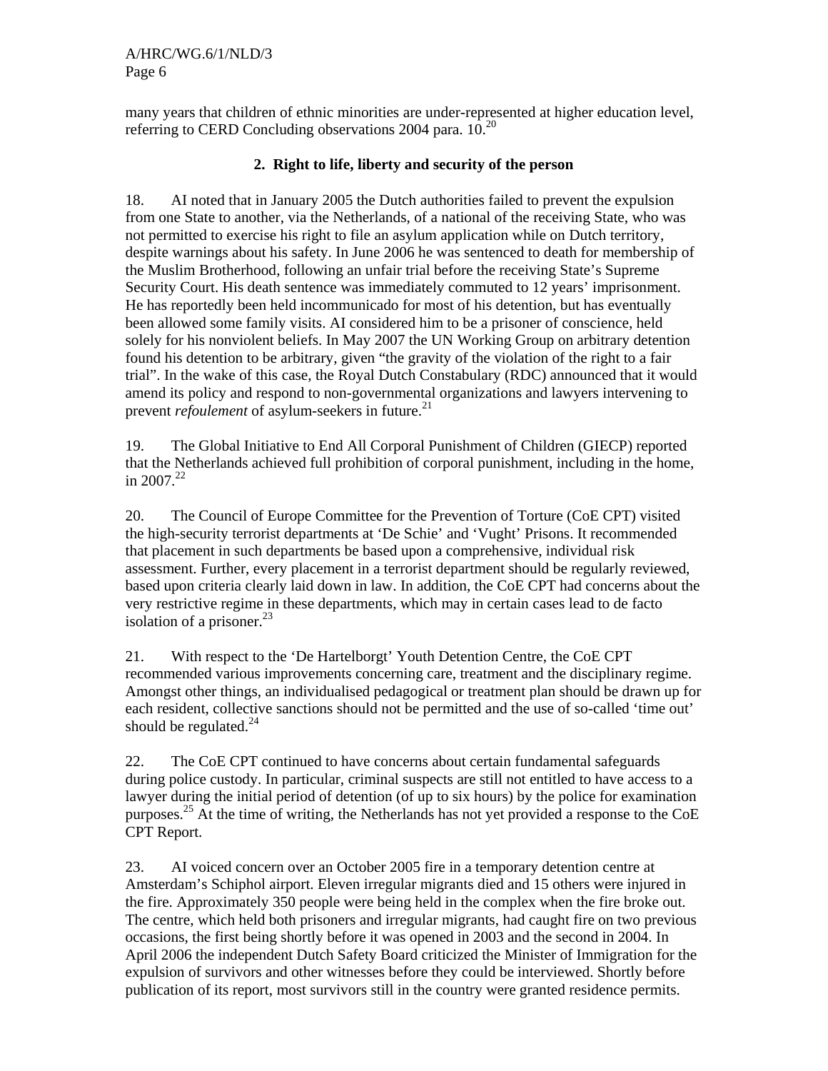many years that children of ethnic minorities are under-represented at higher education level, referring to CERD Concluding observations 2004 para. 10.[20]

### 2. Right to life, liberty and security of the person

18. AI noted that in January 2005 the Dutch authorities failed to prevent the expulsion from one State to another, via the Netherlands, of a national of the receiving State, who was not permitted to exercise his right to file an asylum application while on Dutch territory, despite warnings about his safety. In June 2006 he was sentenced to death for membership of the Muslim Brotherhood, following an unfair trial before the receiving State's Supreme Security Court. His death sentence was immediately commuted to 12 years' imprisonment. He has reportedly been held incommunicado for most of his detention, but has eventually been allowed some family visits. AI considered him to be a prisoner of conscience, held solely for his nonviolent beliefs. In May 2007 the UN Working Group on arbitrary detention found his detention to be arbitrary, given "the gravity of the violation of the right to a fair trial". In the wake of this case, the Royal Dutch Constabulary (RDC) announced that it would amend its policy and respond to non-governmental organizations and lawyers intervening to prevent *refoulement* of asylum-seekers in future.[21]

19. The Global Initiative to End All Corporal Punishment of Children (GIECP) reported that the Netherlands achieved full prohibition of corporal punishment, including in the home, in 2007.[22]

20. The Council of Europe Committee for the Prevention of Torture (CoE CPT) visited the high-security terrorist departments at 'De Schie' and 'Vught' Prisons. It recommended that placement in such departments be based upon a comprehensive, individual risk assessment. Further, every placement in a terrorist department should be regularly reviewed, based upon criteria clearly laid down in law. In addition, the CoE CPT had concerns about the very restrictive regime in these departments, which may in certain cases lead to de facto isolation of a prisoner.[23]

21. With respect to the 'De Hartelborgt' Youth Detention Centre, the CoE CPT recommended various improvements concerning care, treatment and the disciplinary regime. Amongst other things, an individualised pedagogical or treatment plan should be drawn up for each resident, collective sanctions should not be permitted and the use of so-called 'time out' should be regulated.[24]

22. The CoE CPT continued to have concerns about certain fundamental safeguards during police custody. In particular, criminal suspects are still not entitled to have access to a lawyer during the initial period of detention (of up to six hours) by the police for examination purposes.[25] At the time of writing, the Netherlands has not yet provided a response to the CoE CPT Report.

23. AI voiced concern over an October 2005 fire in a temporary detention centre at Amsterdam's Schiphol airport. Eleven irregular migrants died and 15 others were injured in the fire. Approximately 350 people were being held in the complex when the fire broke out. The centre, which held both prisoners and irregular migrants, had caught fire on two previous occasions, the first being shortly before it was opened in 2003 and the second in 2004. In April 2006 the independent Dutch Safety Board criticized the Minister of Immigration for the expulsion of survivors and other witnesses before they could be interviewed. Shortly before publication of its report, most survivors still in the country were granted residence permits.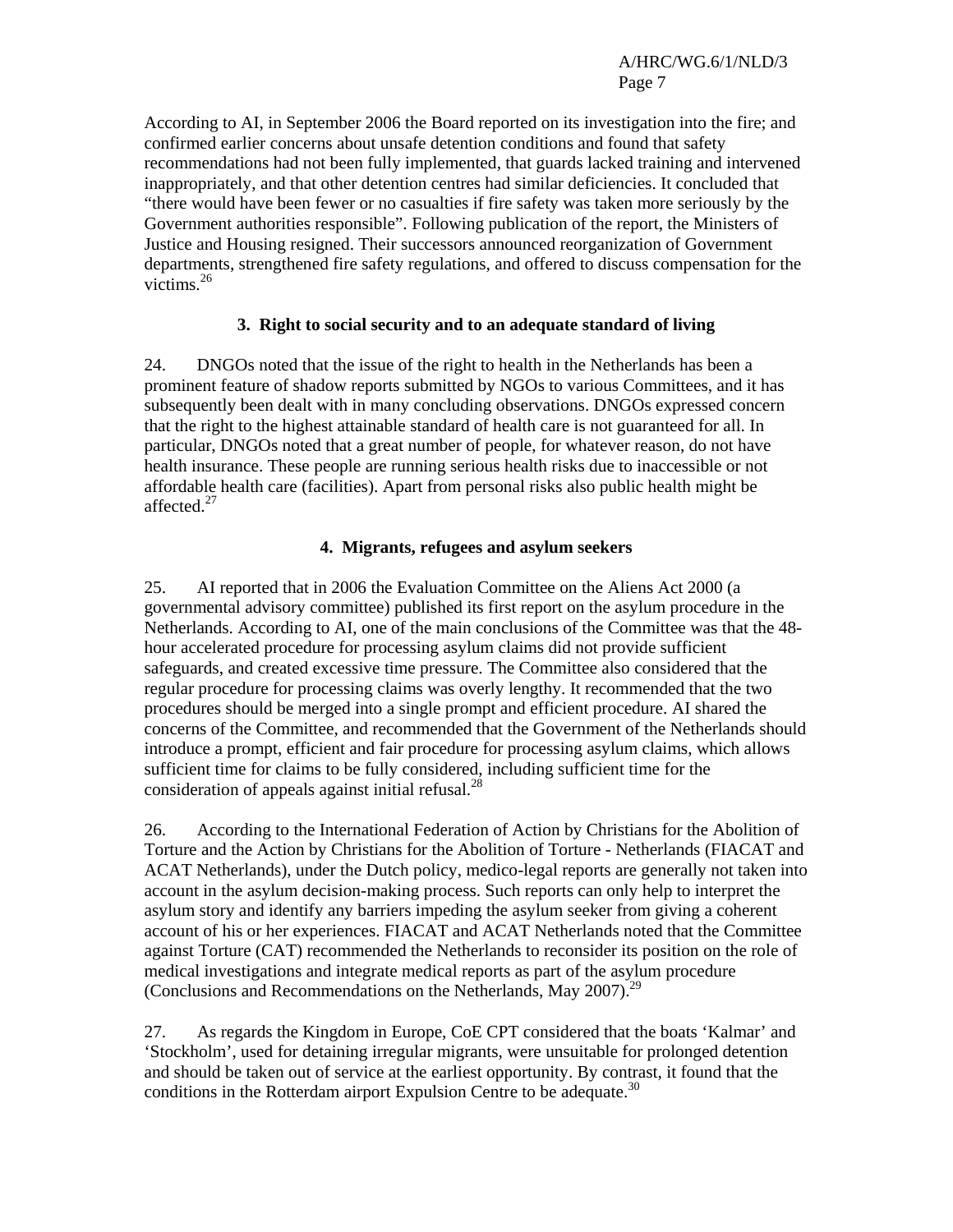According to AI, in September 2006 the Board reported on its investigation into the fire; and confirmed earlier concerns about unsafe detention conditions and found that safety recommendations had not been fully implemented, that guards lacked training and intervened inappropriately, and that other detention centres had similar deficiencies. It concluded that "there would have been fewer or no casualties if fire safety was taken more seriously by the Government authorities responsible". Following publication of the report, the Ministers of Justice and Housing resigned. Their successors announced reorganization of Government departments, strengthened fire safety regulations, and offered to discuss compensation for the victims.[26]

### 3. Right to social security and to an adequate standard of living

24. DNGOs noted that the issue of the right to health in the Netherlands has been a prominent feature of shadow reports submitted by NGOs to various Committees, and it has subsequently been dealt with in many concluding observations. DNGOs expressed concern that the right to the highest attainable standard of health care is not guaranteed for all. In particular, DNGOs noted that a great number of people, for whatever reason, do not have health insurance. These people are running serious health risks due to inaccessible or not affordable health care (facilities). Apart from personal risks also public health might be affected.[27]

### 4. Migrants, refugees and asylum seekers

25. AI reported that in 2006 the Evaluation Committee on the Aliens Act 2000 (a governmental advisory committee) published its first report on the asylum procedure in the Netherlands. According to AI, one of the main conclusions of the Committee was that the 48-hour accelerated procedure for processing asylum claims did not provide sufficient safeguards, and created excessive time pressure. The Committee also considered that the regular procedure for processing claims was overly lengthy. It recommended that the two procedures should be merged into a single prompt and efficient procedure. AI shared the concerns of the Committee, and recommended that the Government of the Netherlands should introduce a prompt, efficient and fair procedure for processing asylum claims, which allows sufficient time for claims to be fully considered, including sufficient time for the consideration of appeals against initial refusal.[28]

26. According to the International Federation of Action by Christians for the Abolition of Torture and the Action by Christians for the Abolition of Torture - Netherlands (FIACAT and ACAT Netherlands), under the Dutch policy, medico-legal reports are generally not taken into account in the asylum decision-making process. Such reports can only help to interpret the asylum story and identify any barriers impeding the asylum seeker from giving a coherent account of his or her experiences. FIACAT and ACAT Netherlands noted that the Committee against Torture (CAT) recommended the Netherlands to reconsider its position on the role of medical investigations and integrate medical reports as part of the asylum procedure (Conclusions and Recommendations on the Netherlands, May 2007).[29]

27. As regards the Kingdom in Europe, CoE CPT considered that the boats 'Kalmar' and 'Stockholm', used for detaining irregular migrants, were unsuitable for prolonged detention and should be taken out of service at the earliest opportunity. By contrast, it found that the conditions in the Rotterdam airport Expulsion Centre to be adequate.[30]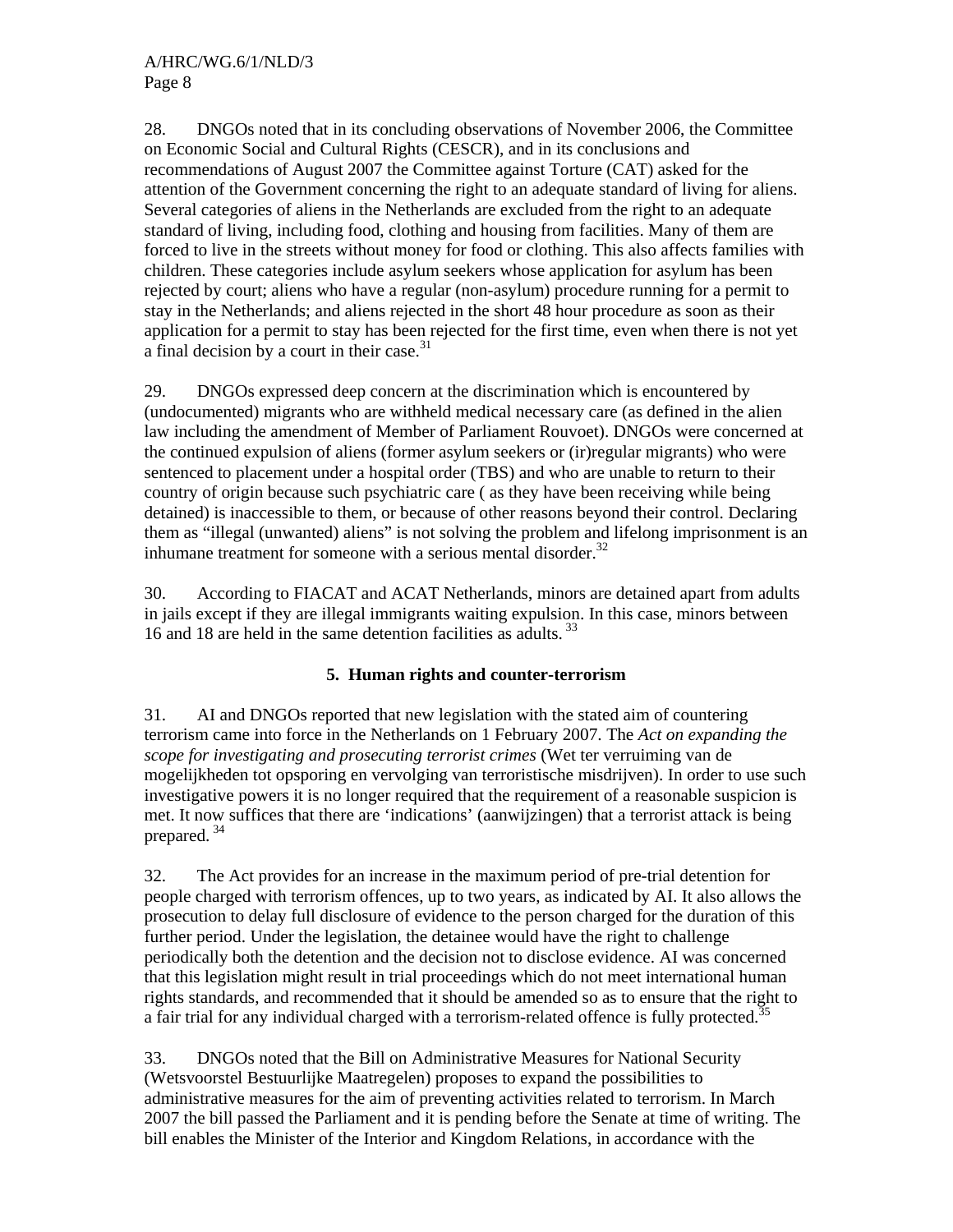28. DNGOs noted that in its concluding observations of November 2006, the Committee on Economic Social and Cultural Rights (CESCR), and in its conclusions and recommendations of August 2007 the Committee against Torture (CAT) asked for the attention of the Government concerning the right to an adequate standard of living for aliens. Several categories of aliens in the Netherlands are excluded from the right to an adequate standard of living, including food, clothing and housing from facilities. Many of them are forced to live in the streets without money for food or clothing. This also affects families with children. These categories include asylum seekers whose application for asylum has been rejected by court; aliens who have a regular (non-asylum) procedure running for a permit to stay in the Netherlands; and aliens rejected in the short 48 hour procedure as soon as their application for a permit to stay has been rejected for the first time, even when there is not yet a final decision by a court in their case.[31]

29. DNGOs expressed deep concern at the discrimination which is encountered by (undocumented) migrants who are withheld medical necessary care (as defined in the alien law including the amendment of Member of Parliament Rouvoet). DNGOs were concerned at the continued expulsion of aliens (former asylum seekers or (ir)regular migrants) who were sentenced to placement under a hospital order (TBS) and who are unable to return to their country of origin because such psychiatric care ( as they have been receiving while being detained) is inaccessible to them, or because of other reasons beyond their control. Declaring them as "illegal (unwanted) aliens" is not solving the problem and lifelong imprisonment is an inhumane treatment for someone with a serious mental disorder.[32]

30. According to FIACAT and ACAT Netherlands, minors are detained apart from adults in jails except if they are illegal immigrants waiting expulsion. In this case, minors between 16 and 18 are held in the same detention facilities as adults.[33]

## 5. Human rights and counter-terrorism

31. AI and DNGOs reported that new legislation with the stated aim of countering terrorism came into force in the Netherlands on 1 February 2007. The *Act on expanding the scope for investigating and prosecuting terrorist crimes* (Wet ter verruiming van de mogelijkheden tot opsporing en vervolging van terroristische misdrijven). In order to use such investigative powers it is no longer required that the requirement of a reasonable suspicion is met. It now suffices that there are 'indications' (aanwijzingen) that a terrorist attack is being prepared.[34]

32. The Act provides for an increase in the maximum period of pre-trial detention for people charged with terrorism offences, up to two years, as indicated by AI. It also allows the prosecution to delay full disclosure of evidence to the person charged for the duration of this further period. Under the legislation, the detainee would have the right to challenge periodically both the detention and the decision not to disclose evidence. AI was concerned that this legislation might result in trial proceedings which do not meet international human rights standards, and recommended that it should be amended so as to ensure that the right to a fair trial for any individual charged with a terrorism-related offence is fully protected.[35]

33. DNGOs noted that the Bill on Administrative Measures for National Security (Wetsvoorstel Bestuurlijke Maatregelen) proposes to expand the possibilities to administrative measures for the aim of preventing activities related to terrorism. In March 2007 the bill passed the Parliament and it is pending before the Senate at time of writing. The bill enables the Minister of the Interior and Kingdom Relations, in accordance with the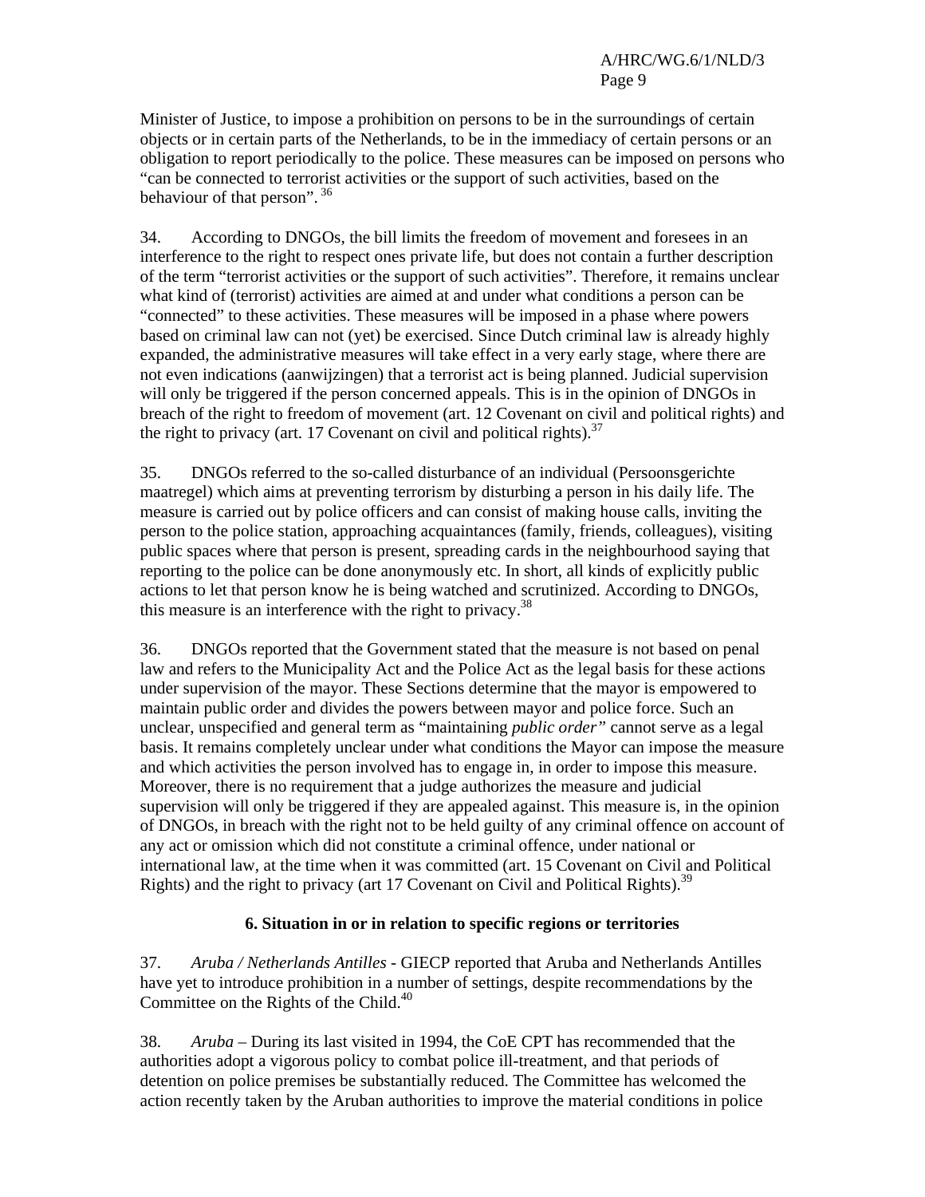Minister of Justice, to impose a prohibition on persons to be in the surroundings of certain objects or in certain parts of the Netherlands, to be in the immediacy of certain persons or an obligation to report periodically to the police. These measures can be imposed on persons who "can be connected to terrorist activities or the support of such activities, based on the behaviour of that person". [36]

34. According to DNGOs, the bill limits the freedom of movement and foresees in an interference to the right to respect ones private life, but does not contain a further description of the term "terrorist activities or the support of such activities". Therefore, it remains unclear what kind of (terrorist) activities are aimed at and under what conditions a person can be "connected" to these activities. These measures will be imposed in a phase where powers based on criminal law can not (yet) be exercised. Since Dutch criminal law is already highly expanded, the administrative measures will take effect in a very early stage, where there are not even indications (aanwijzingen) that a terrorist act is being planned. Judicial supervision will only be triggered if the person concerned appeals. This is in the opinion of DNGOs in breach of the right to freedom of movement (art. 12 Covenant on civil and political rights) and the right to privacy (art. 17 Covenant on civil and political rights).[37]

35. DNGOs referred to the so-called disturbance of an individual (Persoonsgerichte maatregel) which aims at preventing terrorism by disturbing a person in his daily life. The measure is carried out by police officers and can consist of making house calls, inviting the person to the police station, approaching acquaintances (family, friends, colleagues), visiting public spaces where that person is present, spreading cards in the neighbourhood saying that reporting to the police can be done anonymously etc. In short, all kinds of explicitly public actions to let that person know he is being watched and scrutinized. According to DNGOs, this measure is an interference with the right to privacy.[38]

36. DNGOs reported that the Government stated that the measure is not based on penal law and refers to the Municipality Act and the Police Act as the legal basis for these actions under supervision of the mayor. These Sections determine that the mayor is empowered to maintain public order and divides the powers between mayor and police force. Such an unclear, unspecified and general term as "maintaining *public order"* cannot serve as a legal basis. It remains completely unclear under what conditions the Mayor can impose the measure and which activities the person involved has to engage in, in order to impose this measure. Moreover, there is no requirement that a judge authorizes the measure and judicial supervision will only be triggered if they are appealed against. This measure is, in the opinion of DNGOs, in breach with the right not to be held guilty of any criminal offence on account of any act or omission which did not constitute a criminal offence, under national or international law, at the time when it was committed (art. 15 Covenant on Civil and Political Rights) and the right to privacy (art 17 Covenant on Civil and Political Rights).[39]

### 6. Situation in or in relation to specific regions or territories

37. *Aruba / Netherlands Antilles* - GIECP reported that Aruba and Netherlands Antilles have yet to introduce prohibition in a number of settings, despite recommendations by the Committee on the Rights of the Child.[40]

38. *Aruba* – During its last visited in 1994, the CoE CPT has recommended that the authorities adopt a vigorous policy to combat police ill-treatment, and that periods of detention on police premises be substantially reduced. The Committee has welcomed the action recently taken by the Aruban authorities to improve the material conditions in police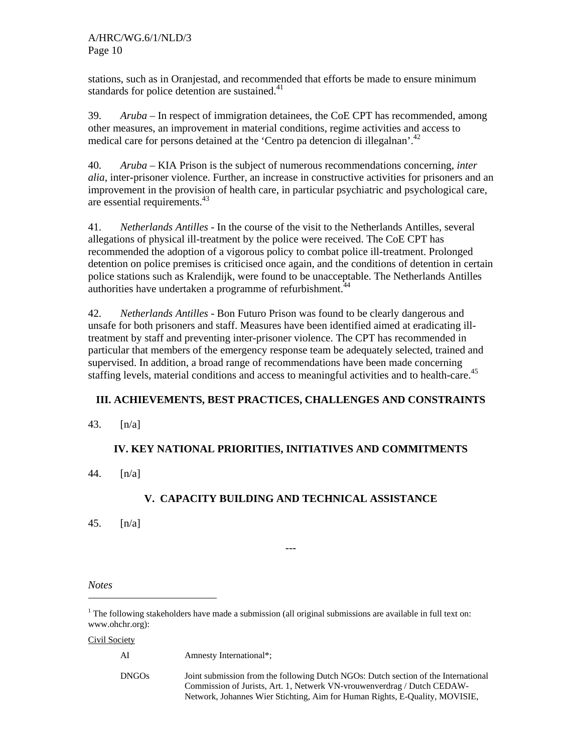stations, such as in Oranjestad, and recommended that efforts be made to ensure minimum standards for police detention are sustained.[41]

39. *Aruba* – In respect of immigration detainees, the CoE CPT has recommended, among other measures, an improvement in material conditions, regime activities and access to medical care for persons detained at the 'Centro pa detencion di illegalnan'.[42]

40. *Aruba* – KIA Prison is the subject of numerous recommendations concerning, *inter alia*, inter-prisoner violence. Further, an increase in constructive activities for prisoners and an improvement in the provision of health care, in particular psychiatric and psychological care, are essential requirements.[43]

41. *Netherlands Antilles* - In the course of the visit to the Netherlands Antilles, several allegations of physical ill-treatment by the police were received. The CoE CPT has recommended the adoption of a vigorous policy to combat police ill-treatment. Prolonged detention on police premises is criticised once again, and the conditions of detention in certain police stations such as Kralendijk, were found to be unacceptable. The Netherlands Antilles authorities have undertaken a programme of refurbishment.[44]

42. *Netherlands Antilles* - Bon Futuro Prison was found to be clearly dangerous and unsafe for both prisoners and staff. Measures have been identified aimed at eradicating ill-treatment by staff and preventing inter-prisoner violence. The CPT has recommended in particular that members of the emergency response team be adequately selected, trained and supervised. In addition, a broad range of recommendations have been made concerning staffing levels, material conditions and access to meaningful activities and to health-care.[45]

## III. ACHIEVEMENTS, BEST PRACTICES, CHALLENGES AND CONSTRAINTS

43. [n/a]

## IV. KEY NATIONAL PRIORITIES, INITIATIVES AND COMMITMENTS

44. [n/a]

## V. CAPACITY BUILDING AND TECHNICAL ASSISTANCE

45. [n/a]

---

*Notes*

[1] The following stakeholders have made a submission (all original submissions are available in full text on: www.ohchr.org):

Civil Society

| | |
|---|---|
| AI | Amnesty International*; |
| DNGOs | Joint submission from the following Dutch NGOs: Dutch section of the International Commission of Jurists, Art. 1, Netwerk VN-vrouwenverdrag / Dutch CEDAW-Network, Johannes Wier Stichting, Aim for Human Rights, E-Quality, MOVISIE, |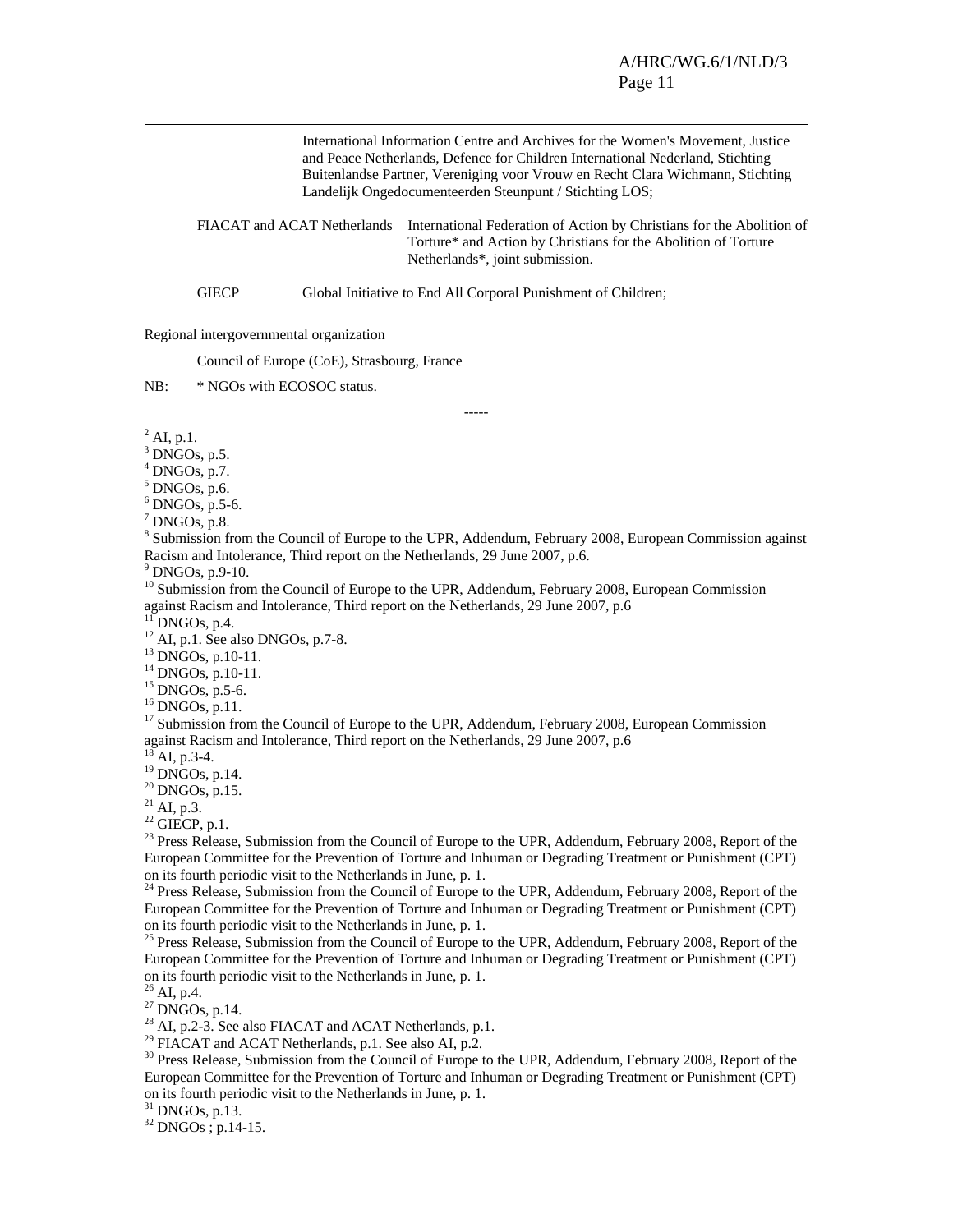International Information Centre and Archives for the Women's Movement, Justice and Peace Netherlands, Defence for Children International Nederland, Stichting Buitenlandse Partner, Vereniging voor Vrouw en Recht Clara Wichmann, Stichting Landelijk Ongedocumenteerden Steunpunt / Stichting LOS;

FIACAT and ACAT Netherlands — International Federation of Action by Christians for the Abolition of Torture* and Action by Christians for the Abolition of Torture Netherlands*, joint submission.

GIECP — Global Initiative to End All Corporal Punishment of Children;

Regional intergovernmental organization

Council of Europe (CoE), Strasbourg, France

NB: * NGOs with ECOSOC status.

-----

[2] AI, p.1.
[3] DNGOs, p.5.
[4] DNGOs, p.7.
[5] DNGOs, p.6.
[6] DNGOs, p.5-6.
[7] DNGOs, p.8.
[8] Submission from the Council of Europe to the UPR, Addendum, February 2008, European Commission against Racism and Intolerance, Third report on the Netherlands, 29 June 2007, p.6.
[9] DNGOs, p.9-10.
[10] Submission from the Council of Europe to the UPR, Addendum, February 2008, European Commission against Racism and Intolerance, Third report on the Netherlands, 29 June 2007, p.6
[11] DNGOs, p.4.
[12] AI, p.1. See also DNGOs, p.7-8.
[13] DNGOs, p.10-11.
[14] DNGOs, p.10-11.
[15] DNGOs, p.5-6.
[16] DNGOs, p.11.
[17] Submission from the Council of Europe to the UPR, Addendum, February 2008, European Commission against Racism and Intolerance, Third report on the Netherlands, 29 June 2007, p.6
[18] AI, p.3-4.
[19] DNGOs, p.14.
[20] DNGOs, p.15.
[21] AI, p.3.
[22] GIECP, p.1.
[23] Press Release, Submission from the Council of Europe to the UPR, Addendum, February 2008, Report of the European Committee for the Prevention of Torture and Inhuman or Degrading Treatment or Punishment (CPT) on its fourth periodic visit to the Netherlands in June, p. 1.
[24] Press Release, Submission from the Council of Europe to the UPR, Addendum, February 2008, Report of the European Committee for the Prevention of Torture and Inhuman or Degrading Treatment or Punishment (CPT) on its fourth periodic visit to the Netherlands in June, p. 1.
[25] Press Release, Submission from the Council of Europe to the UPR, Addendum, February 2008, Report of the European Committee for the Prevention of Torture and Inhuman or Degrading Treatment or Punishment (CPT) on its fourth periodic visit to the Netherlands in June, p. 1.
[26] AI, p.4.
[27] DNGOs, p.14.
[28] AI, p.2-3. See also FIACAT and ACAT Netherlands, p.1.
[29] FIACAT and ACAT Netherlands, p.1. See also AI, p.2.
[30] Press Release, Submission from the Council of Europe to the UPR, Addendum, February 2008, Report of the European Committee for the Prevention of Torture and Inhuman or Degrading Treatment or Punishment (CPT) on its fourth periodic visit to the Netherlands in June, p. 1.
[31] DNGOs, p.13.
[32] DNGOs ; p.14-15.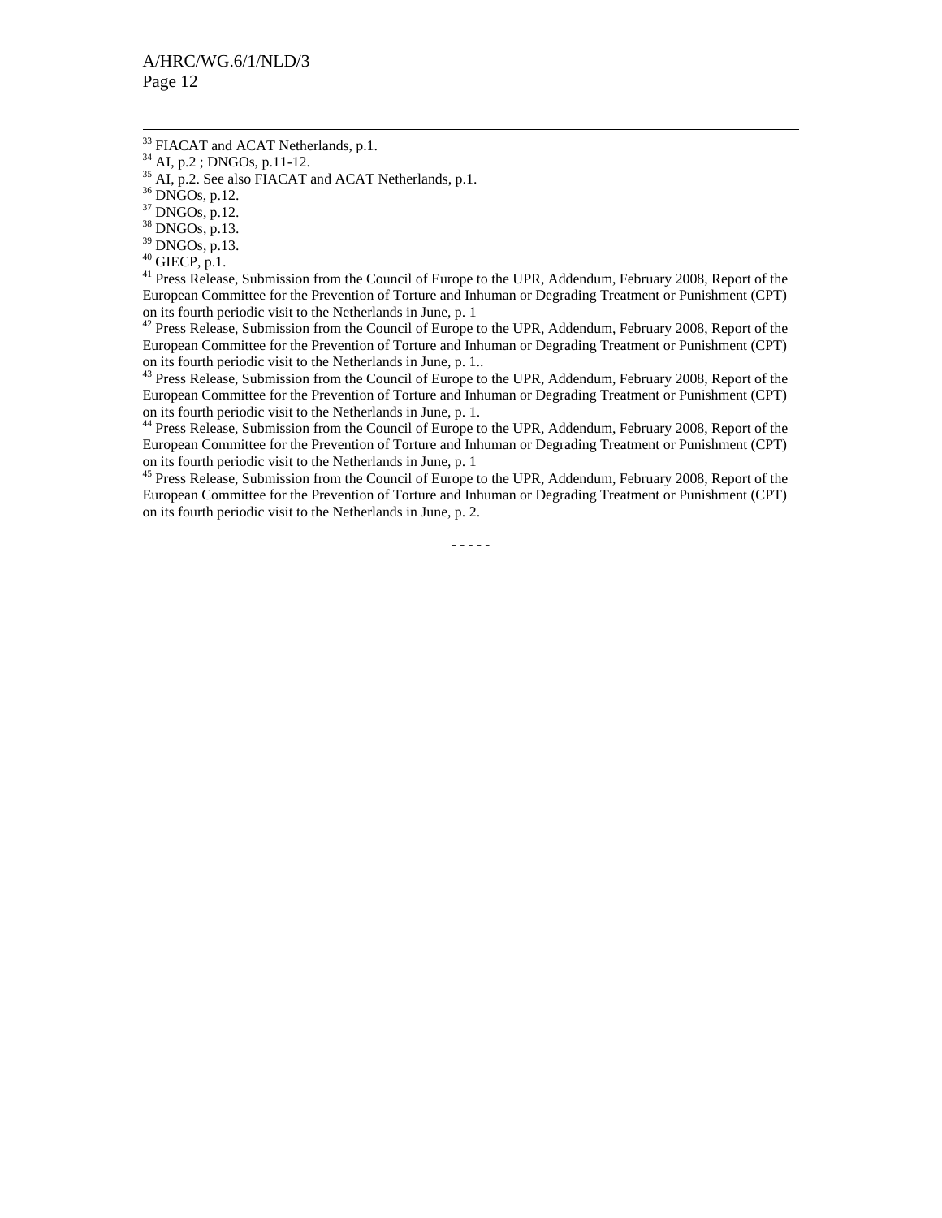[33] FIACAT and ACAT Netherlands, p.1.

[34] AI, p.2 ; DNGOs, p.11-12.

[35] AI, p.2. See also FIACAT and ACAT Netherlands, p.1.

[36] DNGOs, p.12.

[37] DNGOs, p.12.

[38] DNGOs, p.13.

[39] DNGOs, p.13.

[40] GIECP, p.1.

[41] Press Release, Submission from the Council of Europe to the UPR, Addendum, February 2008, Report of the European Committee for the Prevention of Torture and Inhuman or Degrading Treatment or Punishment (CPT) on its fourth periodic visit to the Netherlands in June, p. 1

[42] Press Release, Submission from the Council of Europe to the UPR, Addendum, February 2008, Report of the European Committee for the Prevention of Torture and Inhuman or Degrading Treatment or Punishment (CPT) on its fourth periodic visit to the Netherlands in June, p. 1..

[43] Press Release, Submission from the Council of Europe to the UPR, Addendum, February 2008, Report of the European Committee for the Prevention of Torture and Inhuman or Degrading Treatment or Punishment (CPT) on its fourth periodic visit to the Netherlands in June, p. 1.

[44] Press Release, Submission from the Council of Europe to the UPR, Addendum, February 2008, Report of the European Committee for the Prevention of Torture and Inhuman or Degrading Treatment or Punishment (CPT) on its fourth periodic visit to the Netherlands in June, p. 1

[45] Press Release, Submission from the Council of Europe to the UPR, Addendum, February 2008, Report of the European Committee for the Prevention of Torture and Inhuman or Degrading Treatment or Punishment (CPT) on its fourth periodic visit to the Netherlands in June, p. 2.

- - - - -